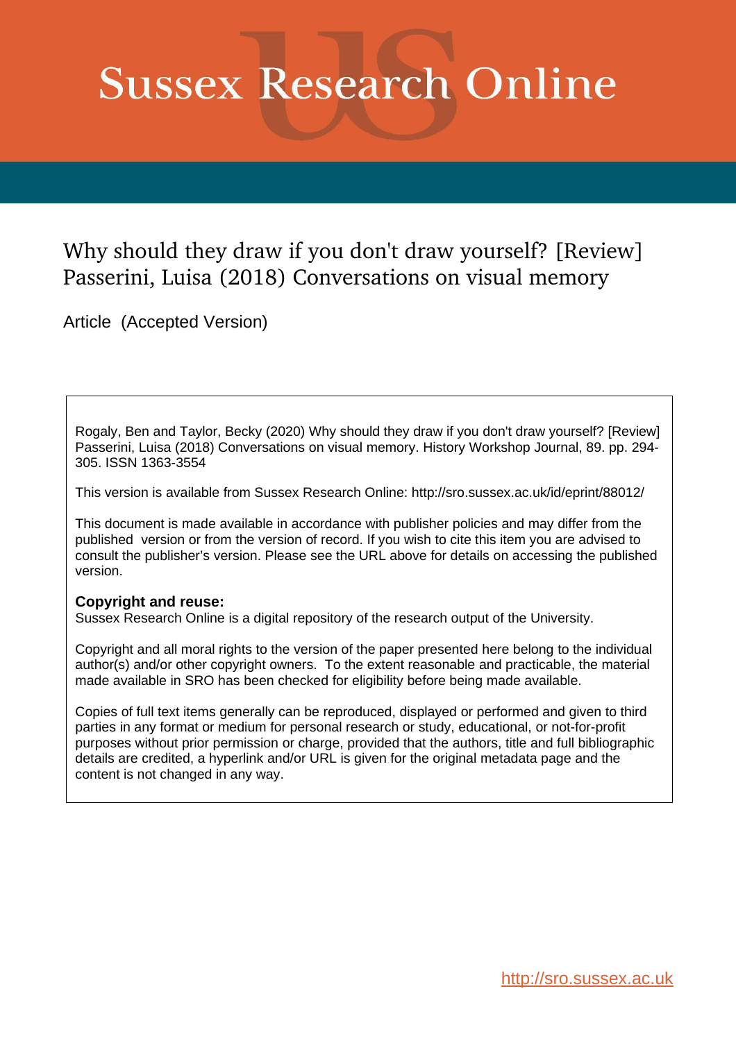# Sussex Research Online

## Why should they draw if you don't draw yourself? [Review] Passerini, Luisa (2018) Conversations on visual memory

Article (Accepted Version)

Rogaly, Ben and Taylor, Becky (2020) Why should they draw if you don't draw yourself? [Review] Passerini, Luisa (2018) Conversations on visual memory. History Workshop Journal, 89. pp. 294-305. ISSN 1363-3554

This version is available from Sussex Research Online: http://sro.sussex.ac.uk/id/eprint/88012/

This document is made available in accordance with publisher policies and may differ from the published version or from the version of record. If you wish to cite this item you are advised to consult the publisher's version. Please see the URL above for details on accessing the published version.

**Copyright and reuse:**
Sussex Research Online is a digital repository of the research output of the University.

Copyright and all moral rights to the version of the paper presented here belong to the individual author(s) and/or other copyright owners. To the extent reasonable and practicable, the material made available in SRO has been checked for eligibility before being made available.

Copies of full text items generally can be reproduced, displayed or performed and given to third parties in any format or medium for personal research or study, educational, or not-for-profit purposes without prior permission or charge, provided that the authors, title and full bibliographic details are credited, a hyperlink and/or URL is given for the original metadata page and the content is not changed in any way.

http://sro.sussex.ac.uk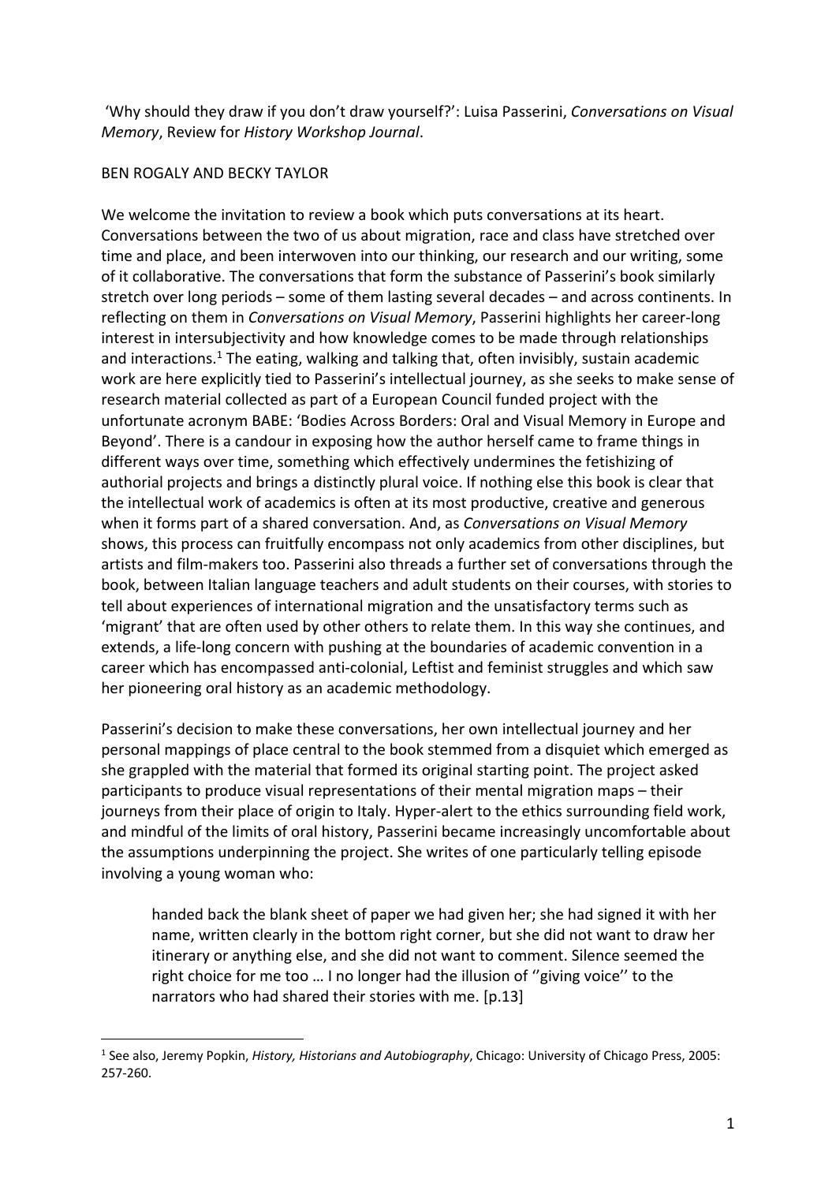'Why should they draw if you don't draw yourself?': Luisa Passerini, *Conversations on Visual Memory*, Review for *History Workshop Journal*.

BEN ROGALY AND BECKY TAYLOR

We welcome the invitation to review a book which puts conversations at its heart. Conversations between the two of us about migration, race and class have stretched over time and place, and been interwoven into our thinking, our research and our writing, some of it collaborative. The conversations that form the substance of Passerini's book similarly stretch over long periods – some of them lasting several decades – and across continents. In reflecting on them in *Conversations on Visual Memory*, Passerini highlights her career-long interest in intersubjectivity and how knowledge comes to be made through relationships and interactions.[1] The eating, walking and talking that, often invisibly, sustain academic work are here explicitly tied to Passerini's intellectual journey, as she seeks to make sense of research material collected as part of a European Council funded project with the unfortunate acronym BABE: 'Bodies Across Borders: Oral and Visual Memory in Europe and Beyond'. There is a candour in exposing how the author herself came to frame things in different ways over time, something which effectively undermines the fetishizing of authorial projects and brings a distinctly plural voice. If nothing else this book is clear that the intellectual work of academics is often at its most productive, creative and generous when it forms part of a shared conversation. And, as *Conversations on Visual Memory* shows, this process can fruitfully encompass not only academics from other disciplines, but artists and film-makers too. Passerini also threads a further set of conversations through the book, between Italian language teachers and adult students on their courses, with stories to tell about experiences of international migration and the unsatisfactory terms such as 'migrant' that are often used by other others to relate them. In this way she continues, and extends, a life-long concern with pushing at the boundaries of academic convention in a career which has encompassed anti-colonial, Leftist and feminist struggles and which saw her pioneering oral history as an academic methodology.

Passerini's decision to make these conversations, her own intellectual journey and her personal mappings of place central to the book stemmed from a disquiet which emerged as she grappled with the material that formed its original starting point. The project asked participants to produce visual representations of their mental migration maps – their journeys from their place of origin to Italy. Hyper-alert to the ethics surrounding field work, and mindful of the limits of oral history, Passerini became increasingly uncomfortable about the assumptions underpinning the project. She writes of one particularly telling episode involving a young woman who:

> handed back the blank sheet of paper we had given her; she had signed it with her name, written clearly in the bottom right corner, but she did not want to draw her itinerary or anything else, and she did not want to comment. Silence seemed the right choice for me too … I no longer had the illusion of ''giving voice'' to the narrators who had shared their stories with me. [p.13]

[1] See also, Jeremy Popkin, *History, Historians and Autobiography*, Chicago: University of Chicago Press, 2005: 257-260.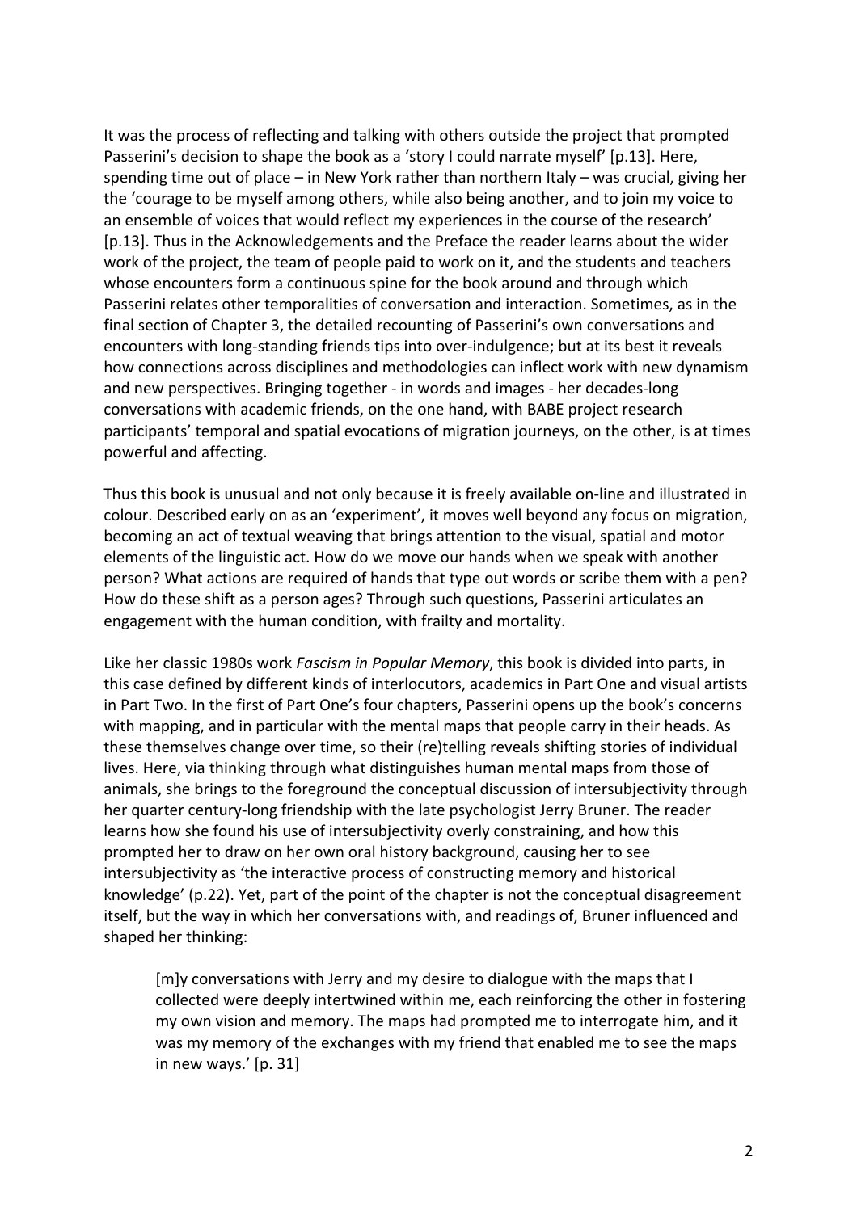It was the process of reflecting and talking with others outside the project that prompted Passerini's decision to shape the book as a 'story I could narrate myself' [p.13]. Here, spending time out of place – in New York rather than northern Italy – was crucial, giving her the 'courage to be myself among others, while also being another, and to join my voice to an ensemble of voices that would reflect my experiences in the course of the research' [p.13]. Thus in the Acknowledgements and the Preface the reader learns about the wider work of the project, the team of people paid to work on it, and the students and teachers whose encounters form a continuous spine for the book around and through which Passerini relates other temporalities of conversation and interaction. Sometimes, as in the final section of Chapter 3, the detailed recounting of Passerini's own conversations and encounters with long-standing friends tips into over-indulgence; but at its best it reveals how connections across disciplines and methodologies can inflect work with new dynamism and new perspectives. Bringing together - in words and images - her decades-long conversations with academic friends, on the one hand, with BABE project research participants' temporal and spatial evocations of migration journeys, on the other, is at times powerful and affecting.

Thus this book is unusual and not only because it is freely available on-line and illustrated in colour. Described early on as an 'experiment', it moves well beyond any focus on migration, becoming an act of textual weaving that brings attention to the visual, spatial and motor elements of the linguistic act. How do we move our hands when we speak with another person? What actions are required of hands that type out words or scribe them with a pen? How do these shift as a person ages? Through such questions, Passerini articulates an engagement with the human condition, with frailty and mortality.

Like her classic 1980s work *Fascism in Popular Memory*, this book is divided into parts, in this case defined by different kinds of interlocutors, academics in Part One and visual artists in Part Two. In the first of Part One's four chapters, Passerini opens up the book's concerns with mapping, and in particular with the mental maps that people carry in their heads. As these themselves change over time, so their (re)telling reveals shifting stories of individual lives. Here, via thinking through what distinguishes human mental maps from those of animals, she brings to the foreground the conceptual discussion of intersubjectivity through her quarter century-long friendship with the late psychologist Jerry Bruner. The reader learns how she found his use of intersubjectivity overly constraining, and how this prompted her to draw on her own oral history background, causing her to see intersubjectivity as 'the interactive process of constructing memory and historical knowledge' (p.22). Yet, part of the point of the chapter is not the conceptual disagreement itself, but the way in which her conversations with, and readings of, Bruner influenced and shaped her thinking:

> [m]y conversations with Jerry and my desire to dialogue with the maps that I collected were deeply intertwined within me, each reinforcing the other in fostering my own vision and memory. The maps had prompted me to interrogate him, and it was my memory of the exchanges with my friend that enabled me to see the maps in new ways.' [p. 31]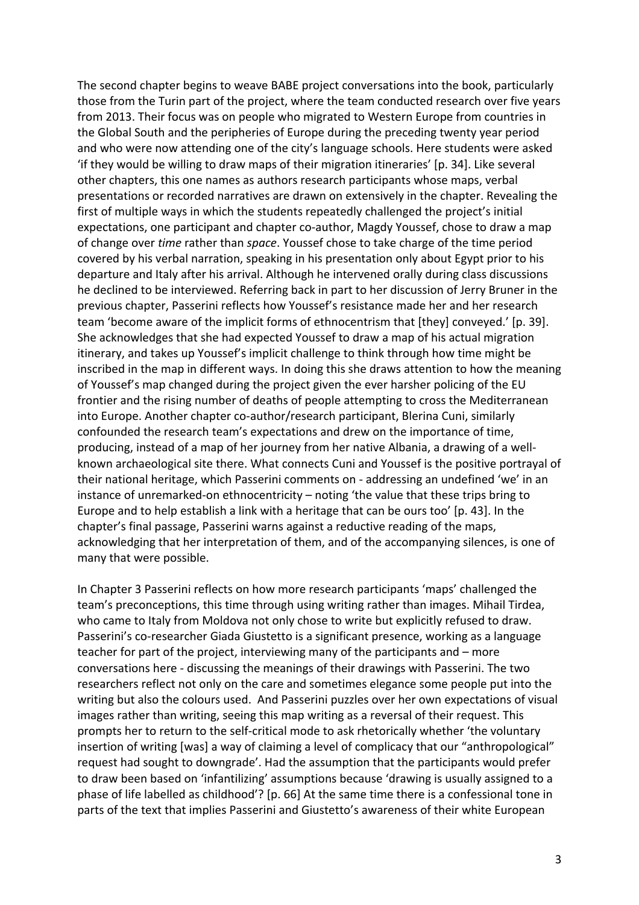The second chapter begins to weave BABE project conversations into the book, particularly those from the Turin part of the project, where the team conducted research over five years from 2013. Their focus was on people who migrated to Western Europe from countries in the Global South and the peripheries of Europe during the preceding twenty year period and who were now attending one of the city's language schools. Here students were asked 'if they would be willing to draw maps of their migration itineraries' [p. 34]. Like several other chapters, this one names as authors research participants whose maps, verbal presentations or recorded narratives are drawn on extensively in the chapter. Revealing the first of multiple ways in which the students repeatedly challenged the project's initial expectations, one participant and chapter co-author, Magdy Youssef, chose to draw a map of change over *time* rather than *space*. Youssef chose to take charge of the time period covered by his verbal narration, speaking in his presentation only about Egypt prior to his departure and Italy after his arrival. Although he intervened orally during class discussions he declined to be interviewed. Referring back in part to her discussion of Jerry Bruner in the previous chapter, Passerini reflects how Youssef's resistance made her and her research team 'become aware of the implicit forms of ethnocentrism that [they] conveyed.' [p. 39]. She acknowledges that she had expected Youssef to draw a map of his actual migration itinerary, and takes up Youssef's implicit challenge to think through how time might be inscribed in the map in different ways. In doing this she draws attention to how the meaning of Youssef's map changed during the project given the ever harsher policing of the EU frontier and the rising number of deaths of people attempting to cross the Mediterranean into Europe. Another chapter co-author/research participant, Blerina Cuni, similarly confounded the research team's expectations and drew on the importance of time, producing, instead of a map of her journey from her native Albania, a drawing of a well-known archaeological site there. What connects Cuni and Youssef is the positive portrayal of their national heritage, which Passerini comments on - addressing an undefined 'we' in an instance of unremarked-on ethnocentricity – noting 'the value that these trips bring to Europe and to help establish a link with a heritage that can be ours too' [p. 43]. In the chapter's final passage, Passerini warns against a reductive reading of the maps, acknowledging that her interpretation of them, and of the accompanying silences, is one of many that were possible.

In Chapter 3 Passerini reflects on how more research participants 'maps' challenged the team's preconceptions, this time through using writing rather than images. Mihail Tirdea, who came to Italy from Moldova not only chose to write but explicitly refused to draw. Passerini's co-researcher Giada Giustetto is a significant presence, working as a language teacher for part of the project, interviewing many of the participants and – more conversations here - discussing the meanings of their drawings with Passerini. The two researchers reflect not only on the care and sometimes elegance some people put into the writing but also the colours used. And Passerini puzzles over her own expectations of visual images rather than writing, seeing this map writing as a reversal of their request. This prompts her to return to the self-critical mode to ask rhetorically whether 'the voluntary insertion of writing [was] a way of claiming a level of complicacy that our "anthropological" request had sought to downgrade'. Had the assumption that the participants would prefer to draw been based on 'infantilizing' assumptions because 'drawing is usually assigned to a phase of life labelled as childhood'? [p. 66] At the same time there is a confessional tone in parts of the text that implies Passerini and Giustetto's awareness of their white European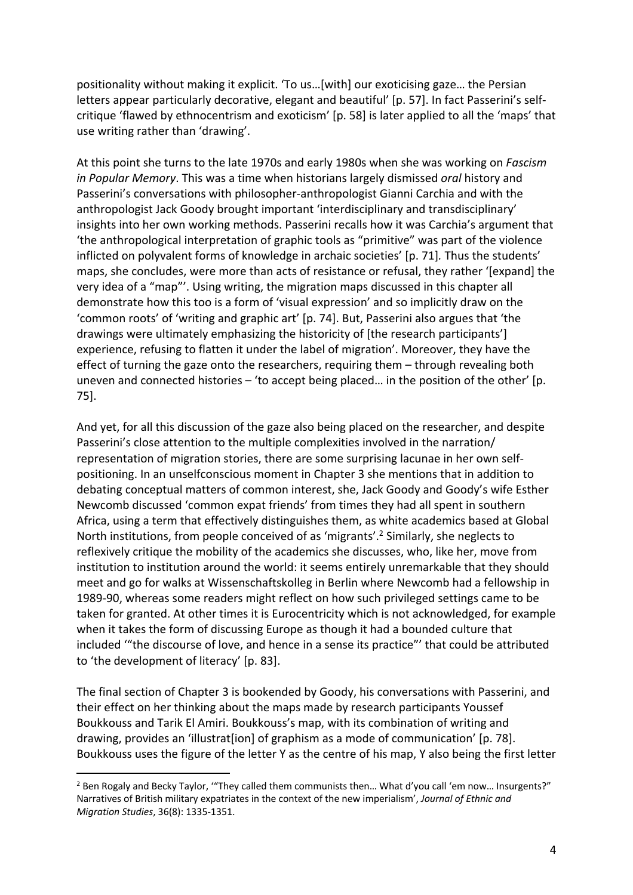positionality without making it explicit. 'To us…[with] our exoticising gaze… the Persian letters appear particularly decorative, elegant and beautiful' [p. 57]. In fact Passerini's self-critique 'flawed by ethnocentrism and exoticism' [p. 58] is later applied to all the 'maps' that use writing rather than 'drawing'.

At this point she turns to the late 1970s and early 1980s when she was working on *Fascism in Popular Memory*. This was a time when historians largely dismissed *oral* history and Passerini's conversations with philosopher-anthropologist Gianni Carchia and with the anthropologist Jack Goody brought important 'interdisciplinary and transdisciplinary' insights into her own working methods. Passerini recalls how it was Carchia's argument that 'the anthropological interpretation of graphic tools as "primitive" was part of the violence inflicted on polyvalent forms of knowledge in archaic societies' [p. 71]. Thus the students' maps, she concludes, were more than acts of resistance or refusal, they rather '[expand] the very idea of a "map"'. Using writing, the migration maps discussed in this chapter all demonstrate how this too is a form of 'visual expression' and so implicitly draw on the 'common roots' of 'writing and graphic art' [p. 74]. But, Passerini also argues that 'the drawings were ultimately emphasizing the historicity of [the research participants'] experience, refusing to flatten it under the label of migration'. Moreover, they have the effect of turning the gaze onto the researchers, requiring them – through revealing both uneven and connected histories – 'to accept being placed… in the position of the other' [p. 75].

And yet, for all this discussion of the gaze also being placed on the researcher, and despite Passerini's close attention to the multiple complexities involved in the narration/ representation of migration stories, there are some surprising lacunae in her own self-positioning. In an unselfconscious moment in Chapter 3 she mentions that in addition to debating conceptual matters of common interest, she, Jack Goody and Goody's wife Esther Newcomb discussed 'common expat friends' from times they had all spent in southern Africa, using a term that effectively distinguishes them, as white academics based at Global North institutions, from people conceived of as 'migrants'.[2] Similarly, she neglects to reflexively critique the mobility of the academics she discusses, who, like her, move from institution to institution around the world: it seems entirely unremarkable that they should meet and go for walks at Wissenschaftskolleg in Berlin where Newcomb had a fellowship in 1989-90, whereas some readers might reflect on how such privileged settings came to be taken for granted. At other times it is Eurocentricity which is not acknowledged, for example when it takes the form of discussing Europe as though it had a bounded culture that included '"the discourse of love, and hence in a sense its practice"' that could be attributed to 'the development of literacy' [p. 83].

The final section of Chapter 3 is bookended by Goody, his conversations with Passerini, and their effect on her thinking about the maps made by research participants Youssef Boukkouss and Tarik El Amiri. Boukkouss's map, with its combination of writing and drawing, provides an 'illustrat[ion] of graphism as a mode of communication' [p. 78]. Boukkouss uses the figure of the letter Y as the centre of his map, Y also being the first letter

[2] Ben Rogaly and Becky Taylor, '"They called them communists then… What d'you call 'em now… Insurgents?" Narratives of British military expatriates in the context of the new imperialism', *Journal of Ethnic and Migration Studies*, 36(8): 1335-1351.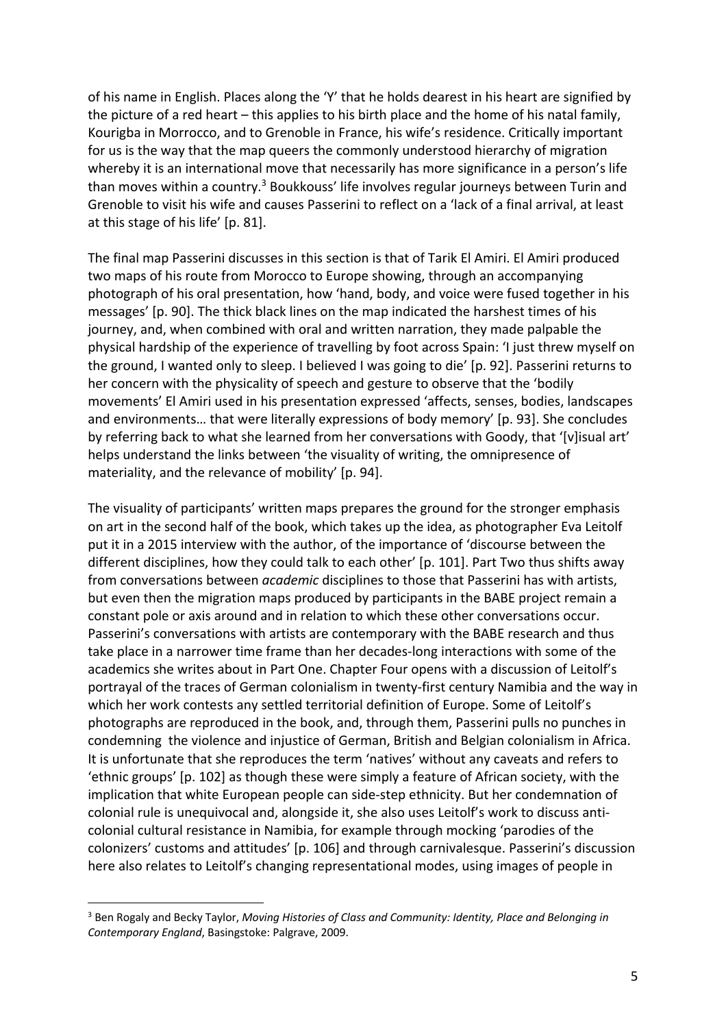of his name in English. Places along the 'Y' that he holds dearest in his heart are signified by the picture of a red heart – this applies to his birth place and the home of his natal family, Kourigba in Morrocco, and to Grenoble in France, his wife's residence. Critically important for us is the way that the map queers the commonly understood hierarchy of migration whereby it is an international move that necessarily has more significance in a person's life than moves within a country.[3] Boukkouss' life involves regular journeys between Turin and Grenoble to visit his wife and causes Passerini to reflect on a 'lack of a final arrival, at least at this stage of his life' [p. 81].

The final map Passerini discusses in this section is that of Tarik El Amiri. El Amiri produced two maps of his route from Morocco to Europe showing, through an accompanying photograph of his oral presentation, how 'hand, body, and voice were fused together in his messages' [p. 90]. The thick black lines on the map indicated the harshest times of his journey, and, when combined with oral and written narration, they made palpable the physical hardship of the experience of travelling by foot across Spain: 'I just threw myself on the ground, I wanted only to sleep. I believed I was going to die' [p. 92]. Passerini returns to her concern with the physicality of speech and gesture to observe that the 'bodily movements' El Amiri used in his presentation expressed 'affects, senses, bodies, landscapes and environments… that were literally expressions of body memory' [p. 93]. She concludes by referring back to what she learned from her conversations with Goody, that '[v]isual art' helps understand the links between 'the visuality of writing, the omnipresence of materiality, and the relevance of mobility' [p. 94].

The visuality of participants' written maps prepares the ground for the stronger emphasis on art in the second half of the book, which takes up the idea, as photographer Eva Leitolf put it in a 2015 interview with the author, of the importance of 'discourse between the different disciplines, how they could talk to each other' [p. 101]. Part Two thus shifts away from conversations between *academic* disciplines to those that Passerini has with artists, but even then the migration maps produced by participants in the BABE project remain a constant pole or axis around and in relation to which these other conversations occur. Passerini's conversations with artists are contemporary with the BABE research and thus take place in a narrower time frame than her decades-long interactions with some of the academics she writes about in Part One. Chapter Four opens with a discussion of Leitolf's portrayal of the traces of German colonialism in twenty-first century Namibia and the way in which her work contests any settled territorial definition of Europe. Some of Leitolf's photographs are reproduced in the book, and, through them, Passerini pulls no punches in condemning the violence and injustice of German, British and Belgian colonialism in Africa. It is unfortunate that she reproduces the term 'natives' without any caveats and refers to 'ethnic groups' [p. 102] as though these were simply a feature of African society, with the implication that white European people can side-step ethnicity. But her condemnation of colonial rule is unequivocal and, alongside it, she also uses Leitolf's work to discuss anti-colonial cultural resistance in Namibia, for example through mocking 'parodies of the colonizers' customs and attitudes' [p. 106] and through carnivalesque. Passerini's discussion here also relates to Leitolf's changing representational modes, using images of people in

[3] Ben Rogaly and Becky Taylor, *Moving Histories of Class and Community: Identity, Place and Belonging in Contemporary England*, Basingstoke: Palgrave, 2009.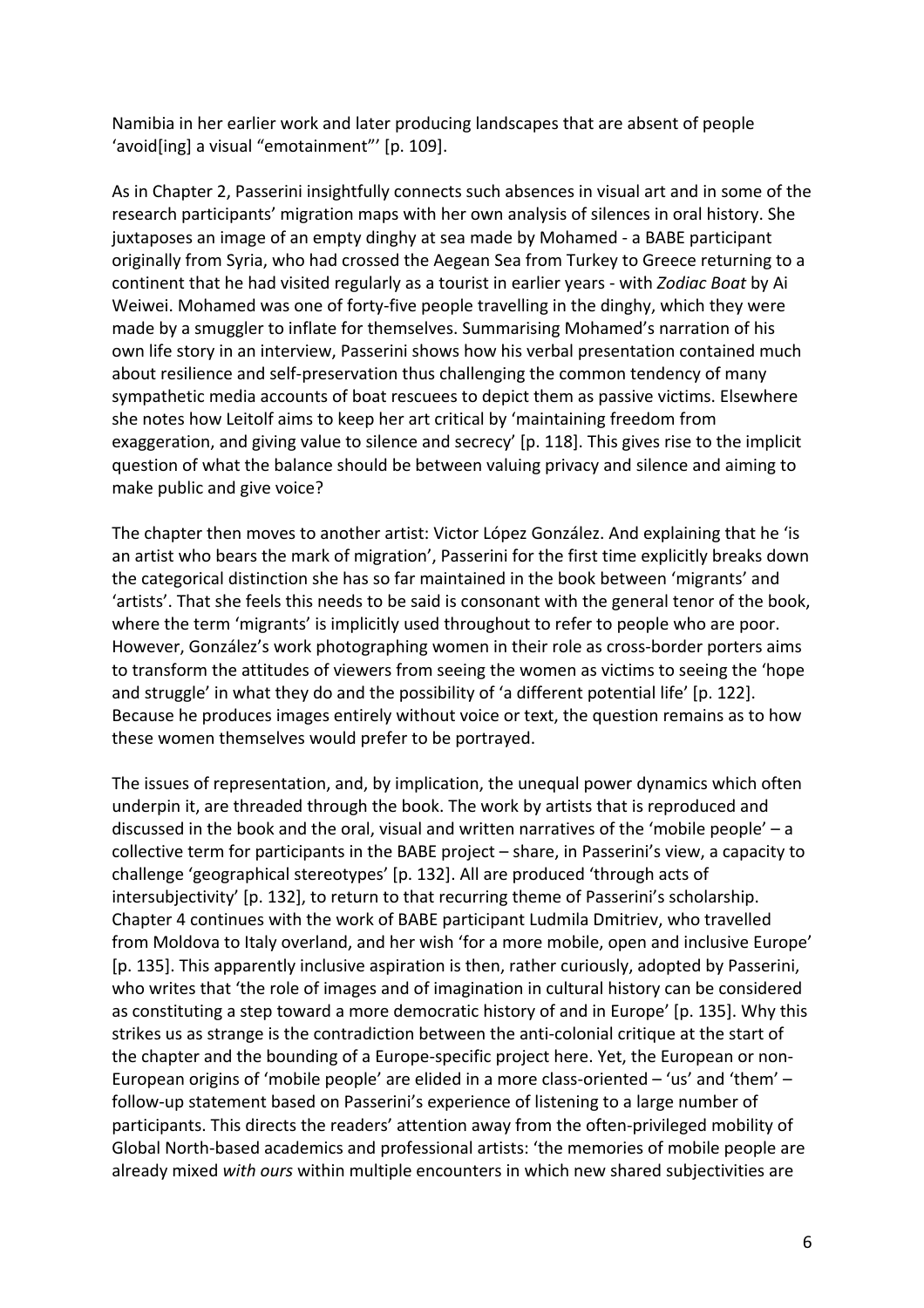Namibia in her earlier work and later producing landscapes that are absent of people 'avoid[ing] a visual "emotainment"' [p. 109].

As in Chapter 2, Passerini insightfully connects such absences in visual art and in some of the research participants' migration maps with her own analysis of silences in oral history. She juxtaposes an image of an empty dinghy at sea made by Mohamed - a BABE participant originally from Syria, who had crossed the Aegean Sea from Turkey to Greece returning to a continent that he had visited regularly as a tourist in earlier years - with *Zodiac Boat* by Ai Weiwei. Mohamed was one of forty-five people travelling in the dinghy, which they were made by a smuggler to inflate for themselves. Summarising Mohamed's narration of his own life story in an interview, Passerini shows how his verbal presentation contained much about resilience and self-preservation thus challenging the common tendency of many sympathetic media accounts of boat rescuees to depict them as passive victims. Elsewhere she notes how Leitolf aims to keep her art critical by 'maintaining freedom from exaggeration, and giving value to silence and secrecy' [p. 118]. This gives rise to the implicit question of what the balance should be between valuing privacy and silence and aiming to make public and give voice?

The chapter then moves to another artist: Victor López González. And explaining that he 'is an artist who bears the mark of migration', Passerini for the first time explicitly breaks down the categorical distinction she has so far maintained in the book between 'migrants' and 'artists'. That she feels this needs to be said is consonant with the general tenor of the book, where the term 'migrants' is implicitly used throughout to refer to people who are poor. However, González's work photographing women in their role as cross-border porters aims to transform the attitudes of viewers from seeing the women as victims to seeing the 'hope and struggle' in what they do and the possibility of 'a different potential life' [p. 122]. Because he produces images entirely without voice or text, the question remains as to how these women themselves would prefer to be portrayed.

The issues of representation, and, by implication, the unequal power dynamics which often underpin it, are threaded through the book. The work by artists that is reproduced and discussed in the book and the oral, visual and written narratives of the 'mobile people' – a collective term for participants in the BABE project – share, in Passerini's view, a capacity to challenge 'geographical stereotypes' [p. 132]. All are produced 'through acts of intersubjectivity' [p. 132], to return to that recurring theme of Passerini's scholarship. Chapter 4 continues with the work of BABE participant Ludmila Dmitriev, who travelled from Moldova to Italy overland, and her wish 'for a more mobile, open and inclusive Europe' [p. 135]. This apparently inclusive aspiration is then, rather curiously, adopted by Passerini, who writes that 'the role of images and of imagination in cultural history can be considered as constituting a step toward a more democratic history of and in Europe' [p. 135]. Why this strikes us as strange is the contradiction between the anti-colonial critique at the start of the chapter and the bounding of a Europe-specific project here. Yet, the European or non-European origins of 'mobile people' are elided in a more class-oriented – 'us' and 'them' – follow-up statement based on Passerini's experience of listening to a large number of participants. This directs the readers' attention away from the often-privileged mobility of Global North-based academics and professional artists: 'the memories of mobile people are already mixed *with ours* within multiple encounters in which new shared subjectivities are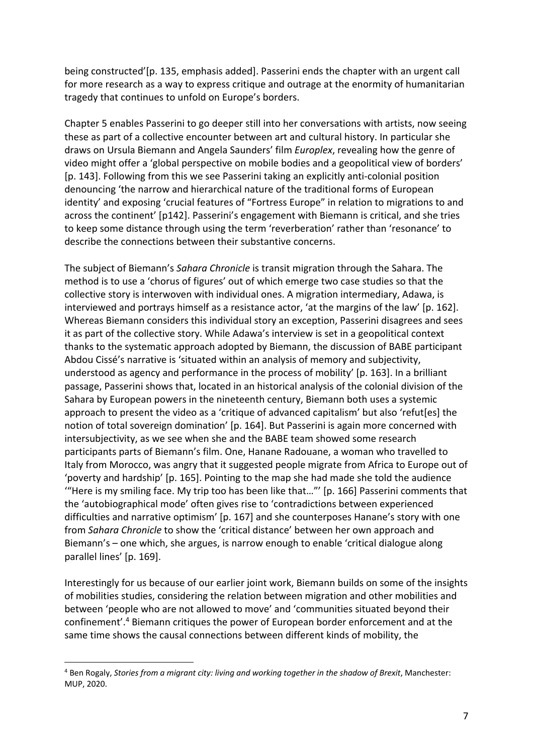being constructed'[p. 135, emphasis added]. Passerini ends the chapter with an urgent call for more research as a way to express critique and outrage at the enormity of humanitarian tragedy that continues to unfold on Europe's borders.

Chapter 5 enables Passerini to go deeper still into her conversations with artists, now seeing these as part of a collective encounter between art and cultural history. In particular she draws on Ursula Biemann and Angela Saunders' film *Europlex*, revealing how the genre of video might offer a 'global perspective on mobile bodies and a geopolitical view of borders' [p. 143]. Following from this we see Passerini taking an explicitly anti-colonial position denouncing 'the narrow and hierarchical nature of the traditional forms of European identity' and exposing 'crucial features of "Fortress Europe" in relation to migrations to and across the continent' [p142]. Passerini's engagement with Biemann is critical, and she tries to keep some distance through using the term 'reverberation' rather than 'resonance' to describe the connections between their substantive concerns.

The subject of Biemann's *Sahara Chronicle* is transit migration through the Sahara. The method is to use a 'chorus of figures' out of which emerge two case studies so that the collective story is interwoven with individual ones. A migration intermediary, Adawa, is interviewed and portrays himself as a resistance actor, 'at the margins of the law' [p. 162]. Whereas Biemann considers this individual story an exception, Passerini disagrees and sees it as part of the collective story. While Adawa's interview is set in a geopolitical context thanks to the systematic approach adopted by Biemann, the discussion of BABE participant Abdou Cissé's narrative is 'situated within an analysis of memory and subjectivity, understood as agency and performance in the process of mobility' [p. 163]. In a brilliant passage, Passerini shows that, located in an historical analysis of the colonial division of the Sahara by European powers in the nineteenth century, Biemann both uses a systemic approach to present the video as a 'critique of advanced capitalism' but also 'refut[es] the notion of total sovereign domination' [p. 164]. But Passerini is again more concerned with intersubjectivity, as we see when she and the BABE team showed some research participants parts of Biemann's film. One, Hanane Radouane, a woman who travelled to Italy from Morocco, was angry that it suggested people migrate from Africa to Europe out of 'poverty and hardship' [p. 165]. Pointing to the map she had made she told the audience '"Here is my smiling face. My trip too has been like that…"' [p. 166] Passerini comments that the 'autobiographical mode' often gives rise to 'contradictions between experienced difficulties and narrative optimism' [p. 167] and she counterposes Hanane's story with one from *Sahara Chronicle* to show the 'critical distance' between her own approach and Biemann's – one which, she argues, is narrow enough to enable 'critical dialogue along parallel lines' [p. 169].

Interestingly for us because of our earlier joint work, Biemann builds on some of the insights of mobilities studies, considering the relation between migration and other mobilities and between 'people who are not allowed to move' and 'communities situated beyond their confinement'.[4] Biemann critiques the power of European border enforcement and at the same time shows the causal connections between different kinds of mobility, the

[4] Ben Rogaly, *Stories from a migrant city: living and working together in the shadow of Brexit*, Manchester: MUP, 2020.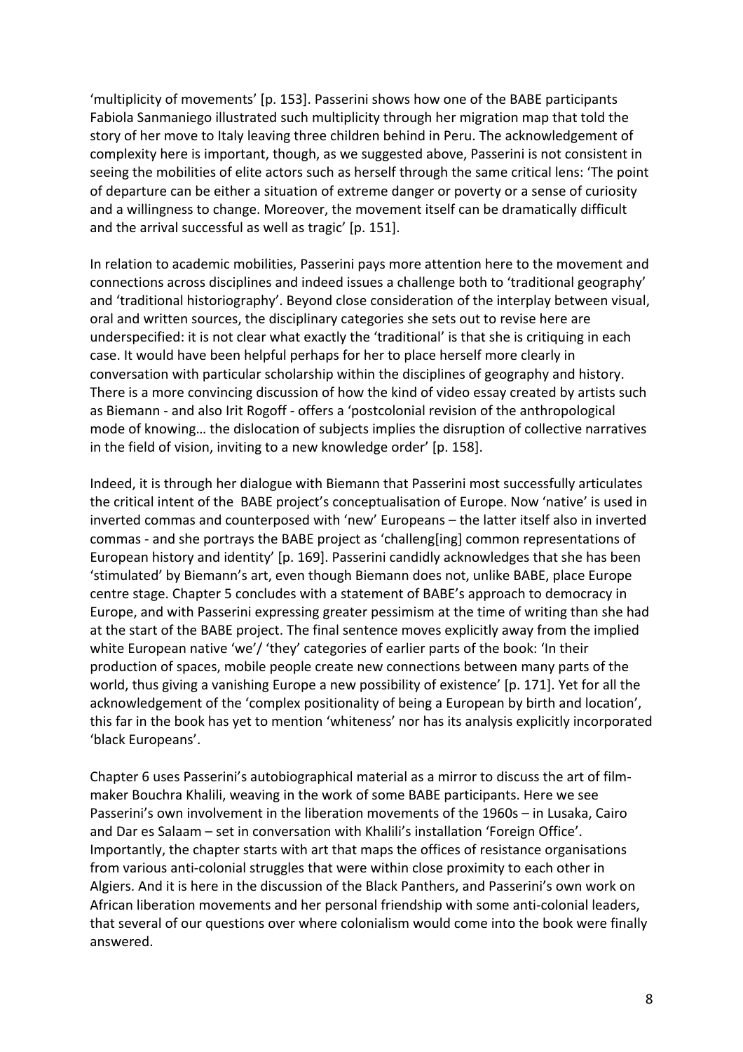'multiplicity of movements' [p. 153]. Passerini shows how one of the BABE participants Fabiola Sanmaniego illustrated such multiplicity through her migration map that told the story of her move to Italy leaving three children behind in Peru. The acknowledgement of complexity here is important, though, as we suggested above, Passerini is not consistent in seeing the mobilities of elite actors such as herself through the same critical lens: 'The point of departure can be either a situation of extreme danger or poverty or a sense of curiosity and a willingness to change. Moreover, the movement itself can be dramatically difficult and the arrival successful as well as tragic' [p. 151].

In relation to academic mobilities, Passerini pays more attention here to the movement and connections across disciplines and indeed issues a challenge both to 'traditional geography' and 'traditional historiography'. Beyond close consideration of the interplay between visual, oral and written sources, the disciplinary categories she sets out to revise here are underspecified: it is not clear what exactly the 'traditional' is that she is critiquing in each case. It would have been helpful perhaps for her to place herself more clearly in conversation with particular scholarship within the disciplines of geography and history. There is a more convincing discussion of how the kind of video essay created by artists such as Biemann - and also Irit Rogoff - offers a 'postcolonial revision of the anthropological mode of knowing… the dislocation of subjects implies the disruption of collective narratives in the field of vision, inviting to a new knowledge order' [p. 158].

Indeed, it is through her dialogue with Biemann that Passerini most successfully articulates the critical intent of the BABE project's conceptualisation of Europe. Now 'native' is used in inverted commas and counterposed with 'new' Europeans – the latter itself also in inverted commas - and she portrays the BABE project as 'challeng[ing] common representations of European history and identity' [p. 169]. Passerini candidly acknowledges that she has been 'stimulated' by Biemann's art, even though Biemann does not, unlike BABE, place Europe centre stage. Chapter 5 concludes with a statement of BABE's approach to democracy in Europe, and with Passerini expressing greater pessimism at the time of writing than she had at the start of the BABE project. The final sentence moves explicitly away from the implied white European native 'we'/ 'they' categories of earlier parts of the book: 'In their production of spaces, mobile people create new connections between many parts of the world, thus giving a vanishing Europe a new possibility of existence' [p. 171]. Yet for all the acknowledgement of the 'complex positionality of being a European by birth and location', this far in the book has yet to mention 'whiteness' nor has its analysis explicitly incorporated 'black Europeans'.

Chapter 6 uses Passerini's autobiographical material as a mirror to discuss the art of film-maker Bouchra Khalili, weaving in the work of some BABE participants. Here we see Passerini's own involvement in the liberation movements of the 1960s – in Lusaka, Cairo and Dar es Salaam – set in conversation with Khalili's installation 'Foreign Office'. Importantly, the chapter starts with art that maps the offices of resistance organisations from various anti-colonial struggles that were within close proximity to each other in Algiers. And it is here in the discussion of the Black Panthers, and Passerini's own work on African liberation movements and her personal friendship with some anti-colonial leaders, that several of our questions over where colonialism would come into the book were finally answered.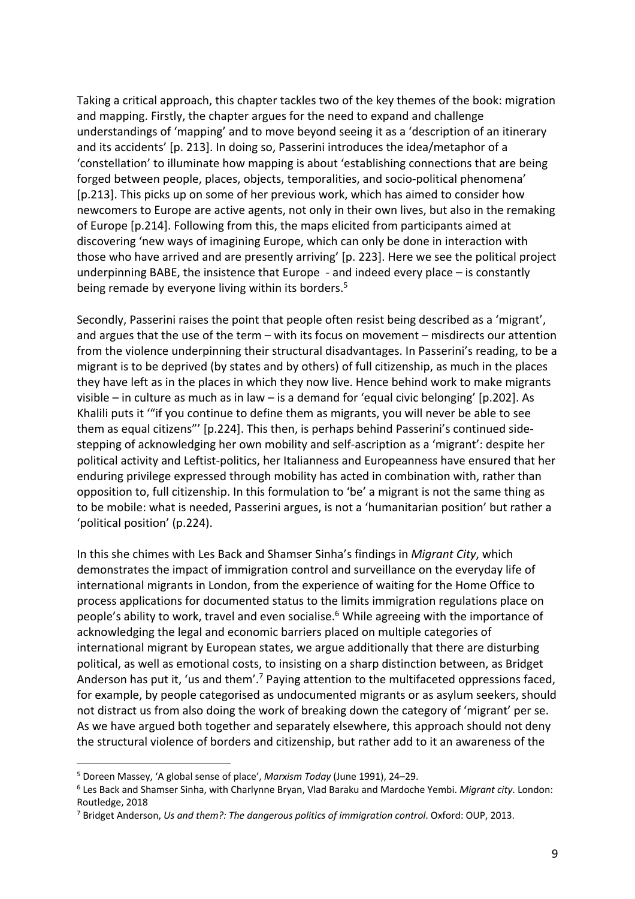Taking a critical approach, this chapter tackles two of the key themes of the book: migration and mapping. Firstly, the chapter argues for the need to expand and challenge understandings of 'mapping' and to move beyond seeing it as a 'description of an itinerary and its accidents' [p. 213]. In doing so, Passerini introduces the idea/metaphor of a 'constellation' to illuminate how mapping is about 'establishing connections that are being forged between people, places, objects, temporalities, and socio-political phenomena' [p.213]. This picks up on some of her previous work, which has aimed to consider how newcomers to Europe are active agents, not only in their own lives, but also in the remaking of Europe [p.214]. Following from this, the maps elicited from participants aimed at discovering 'new ways of imagining Europe, which can only be done in interaction with those who have arrived and are presently arriving' [p. 223]. Here we see the political project underpinning BABE, the insistence that Europe - and indeed every place – is constantly being remade by everyone living within its borders.[5]

Secondly, Passerini raises the point that people often resist being described as a 'migrant', and argues that the use of the term – with its focus on movement – misdirects our attention from the violence underpinning their structural disadvantages. In Passerini's reading, to be a migrant is to be deprived (by states and by others) of full citizenship, as much in the places they have left as in the places in which they now live. Hence behind work to make migrants visible – in culture as much as in law – is a demand for 'equal civic belonging' [p.202]. As Khalili puts it '"if you continue to define them as migrants, you will never be able to see them as equal citizens"' [p.224]. This then, is perhaps behind Passerini's continued side-stepping of acknowledging her own mobility and self-ascription as a 'migrant': despite her political activity and Leftist-politics, her Italianness and Europeanness have ensured that her enduring privilege expressed through mobility has acted in combination with, rather than opposition to, full citizenship. In this formulation to 'be' a migrant is not the same thing as to be mobile: what is needed, Passerini argues, is not a 'humanitarian position' but rather a 'political position' (p.224).

In this she chimes with Les Back and Shamser Sinha's findings in *Migrant City*, which demonstrates the impact of immigration control and surveillance on the everyday life of international migrants in London, from the experience of waiting for the Home Office to process applications for documented status to the limits immigration regulations place on people's ability to work, travel and even socialise.[6] While agreeing with the importance of acknowledging the legal and economic barriers placed on multiple categories of international migrant by European states, we argue additionally that there are disturbing political, as well as emotional costs, to insisting on a sharp distinction between, as Bridget Anderson has put it, 'us and them'.[7] Paying attention to the multifaceted oppressions faced, for example, by people categorised as undocumented migrants or as asylum seekers, should not distract us from also doing the work of breaking down the category of 'migrant' per se. As we have argued both together and separately elsewhere, this approach should not deny the structural violence of borders and citizenship, but rather add to it an awareness of the

---

[5] Doreen Massey, 'A global sense of place', *Marxism Today* (June 1991), 24–29.

[6] Les Back and Shamser Sinha, with Charlynne Bryan, Vlad Baraku and Mardoche Yembi. *Migrant city*. London: Routledge, 2018

[7] Bridget Anderson, *Us and them?: The dangerous politics of immigration control*. Oxford: OUP, 2013.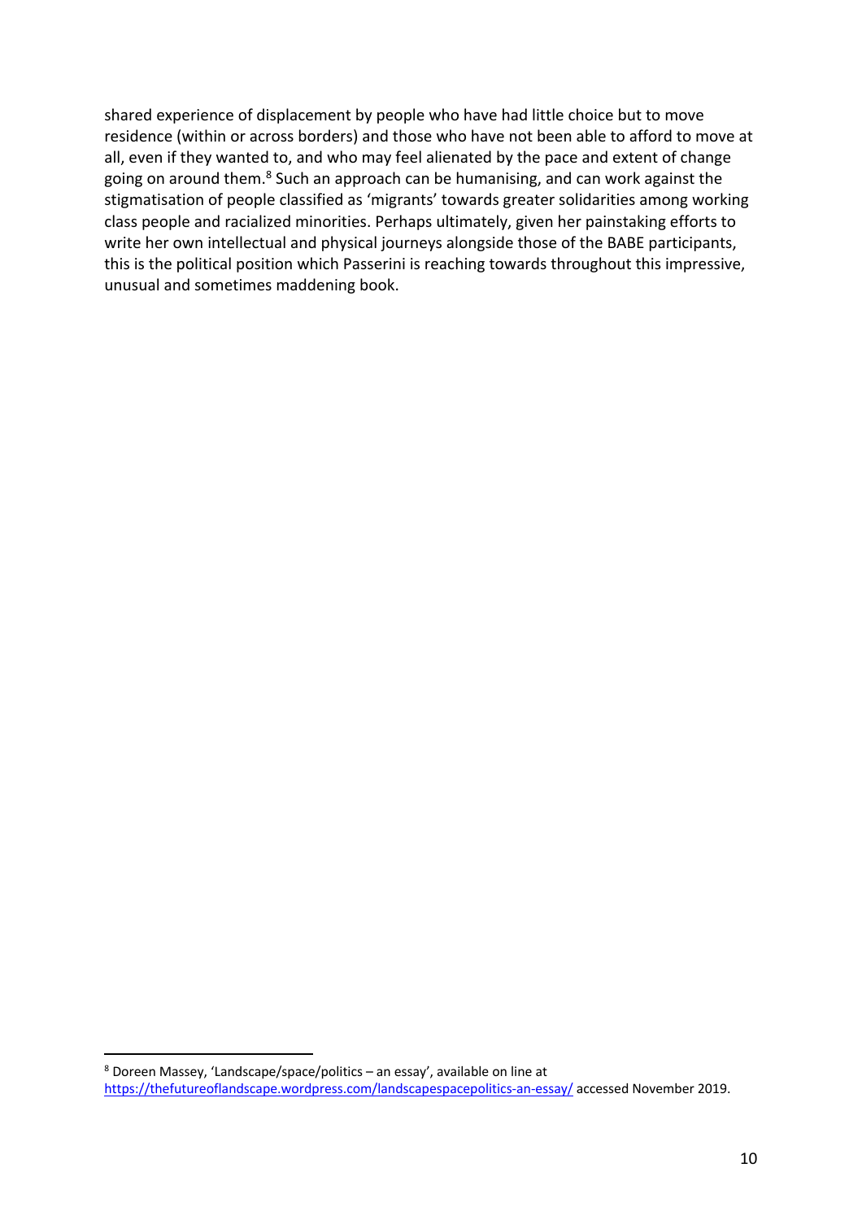shared experience of displacement by people who have had little choice but to move residence (within or across borders) and those who have not been able to afford to move at all, even if they wanted to, and who may feel alienated by the pace and extent of change going on around them.[8] Such an approach can be humanising, and can work against the stigmatisation of people classified as 'migrants' towards greater solidarities among working class people and racialized minorities. Perhaps ultimately, given her painstaking efforts to write her own intellectual and physical journeys alongside those of the BABE participants, this is the political position which Passerini is reaching towards throughout this impressive, unusual and sometimes maddening book.

---

[8] Doreen Massey, 'Landscape/space/politics – an essay', available on line at https://thefutureoflandscape.wordpress.com/landscapespacepolitics-an-essay/ accessed November 2019.